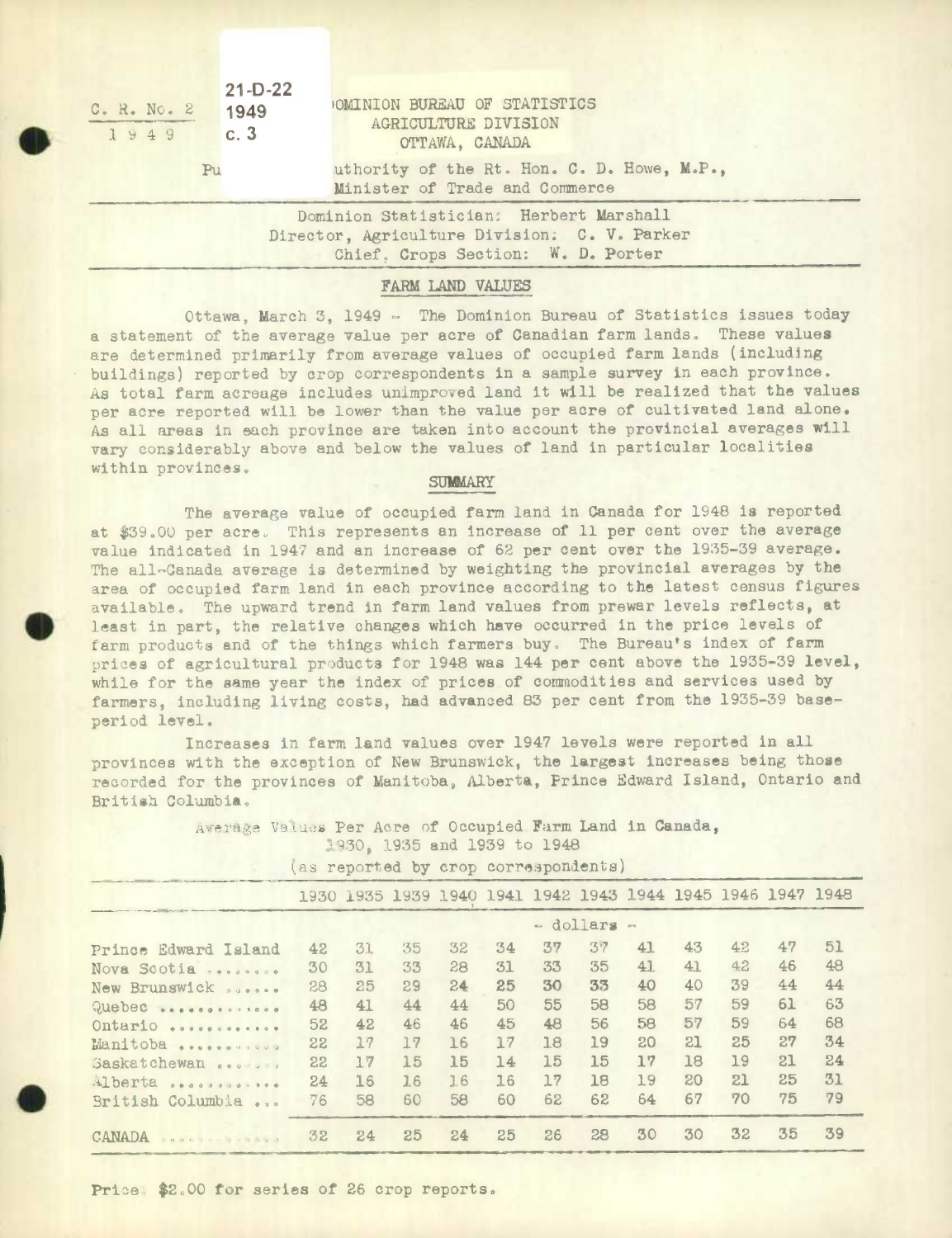C. R. No. 2
1949

21-D-22
1949
c. 3

DOMINION BUREAU OF STATISTICS
AGRICULTURE DIVISION
OTTAWA, CANADA

Published by authority of the Rt. Hon. C. D. Howe, M.P.,
Minister of Trade and Commerce

Dominion Statistician: Herbert Marshall
Director, Agriculture Division: C. V. Parker
Chief, Crops Section: W. D. Porter

## FARM LAND VALUES

Ottawa, March 3, 1949 - The Dominion Bureau of Statistics issues today a statement of the average value per acre of Canadian farm lands. These values are determined primarily from average values of occupied farm lands (including buildings) reported by crop correspondents in a sample survey in each province. As total farm acreage includes unimproved land it will be realized that the values per acre reported will be lower than the value per acre of cultivated land alone. As all areas in each province are taken into account the provincial averages will vary considerably above and below the values of land in particular localities within provinces.

### SUMMARY

The average value of occupied farm land in Canada for 1948 is reported at $39.00 per acre. This represents an increase of 11 per cent over the average value indicated in 1947 and an increase of 62 per cent over the 1935-39 average. The all-Canada average is determined by weighting the provincial averages by the area of occupied farm land in each province according to the latest census figures available. The upward trend in farm land values from prewar levels reflects, at least in part, the relative changes which have occurred in the price levels of farm products and of the things which farmers buy. The Bureau's index of farm prices of agricultural products for 1948 was 144 per cent above the 1935-39 level, while for the same year the index of prices of commodities and services used by farmers, including living costs, had advanced 83 per cent from the 1935-39 base-period level.

Increases in farm land values over 1947 levels were reported in all provinces with the exception of New Brunswick, the largest increases being those recorded for the provinces of Manitoba, Alberta, Prince Edward Island, Ontario and British Columbia.

Average Values Per Acre of Occupied Farm Land in Canada, 1930, 1935 and 1939 to 1948
(as reported by crop correspondents)

| | 1930 | 1935 | 1939 | 1940 | 1941 | 1942 | 1943 | 1944 | 1945 | 1946 | 1947 | 1948 |
|---|---|---|---|---|---|---|---|---|---|---|---|---|
| | | | | | | - dollars - | | | | | | |
| Prince Edward Island | 42 | 31 | 35 | 32 | 34 | 37 | 37 | 41 | 43 | 42 | 47 | 51 |
| Nova Scotia | 30 | 31 | 33 | 28 | 31 | 33 | 35 | 41 | 41 | 42 | 46 | 48 |
| New Brunswick | 28 | 25 | 29 | 24 | 25 | 30 | 33 | 40 | 40 | 39 | 44 | 44 |
| Quebec | 48 | 41 | 44 | 44 | 50 | 55 | 58 | 58 | 57 | 59 | 61 | 63 |
| Ontario | 52 | 42 | 46 | 46 | 45 | 48 | 56 | 58 | 57 | 59 | 64 | 68 |
| Manitoba | 22 | 17 | 17 | 16 | 17 | 18 | 19 | 20 | 21 | 25 | 27 | 34 |
| Saskatchewan | 22 | 17 | 15 | 15 | 14 | 15 | 15 | 17 | 18 | 19 | 21 | 24 |
| Alberta | 24 | 16 | 16 | 16 | 16 | 17 | 18 | 19 | 20 | 21 | 25 | 31 |
| British Columbia | 76 | 58 | 60 | 58 | 60 | 62 | 62 | 64 | 67 | 70 | 75 | 79 |
| CANADA | 32 | 24 | 25 | 24 | 25 | 26 | 28 | 30 | 30 | 32 | 35 | 39 |

Price: $2.00 for series of 26 crop reports.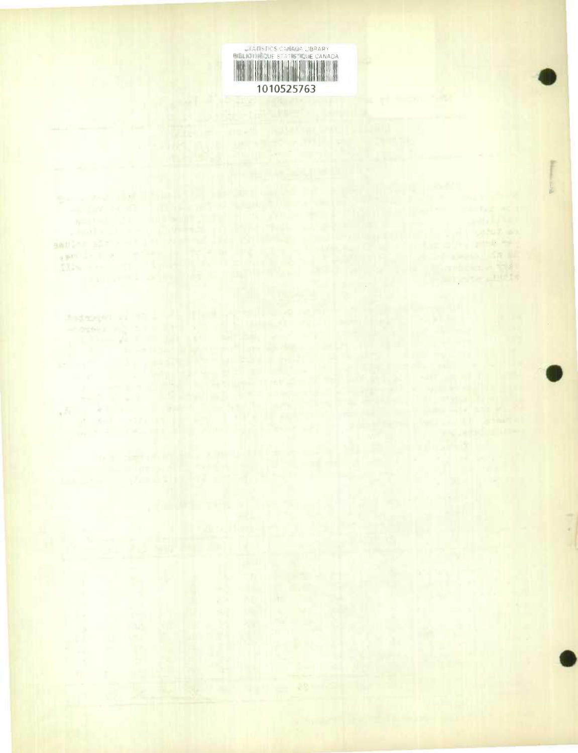STATISTICS CANADA LIBRARY
BIBLIOTHÈQUE STATISTIQUE CANADA

1010525763